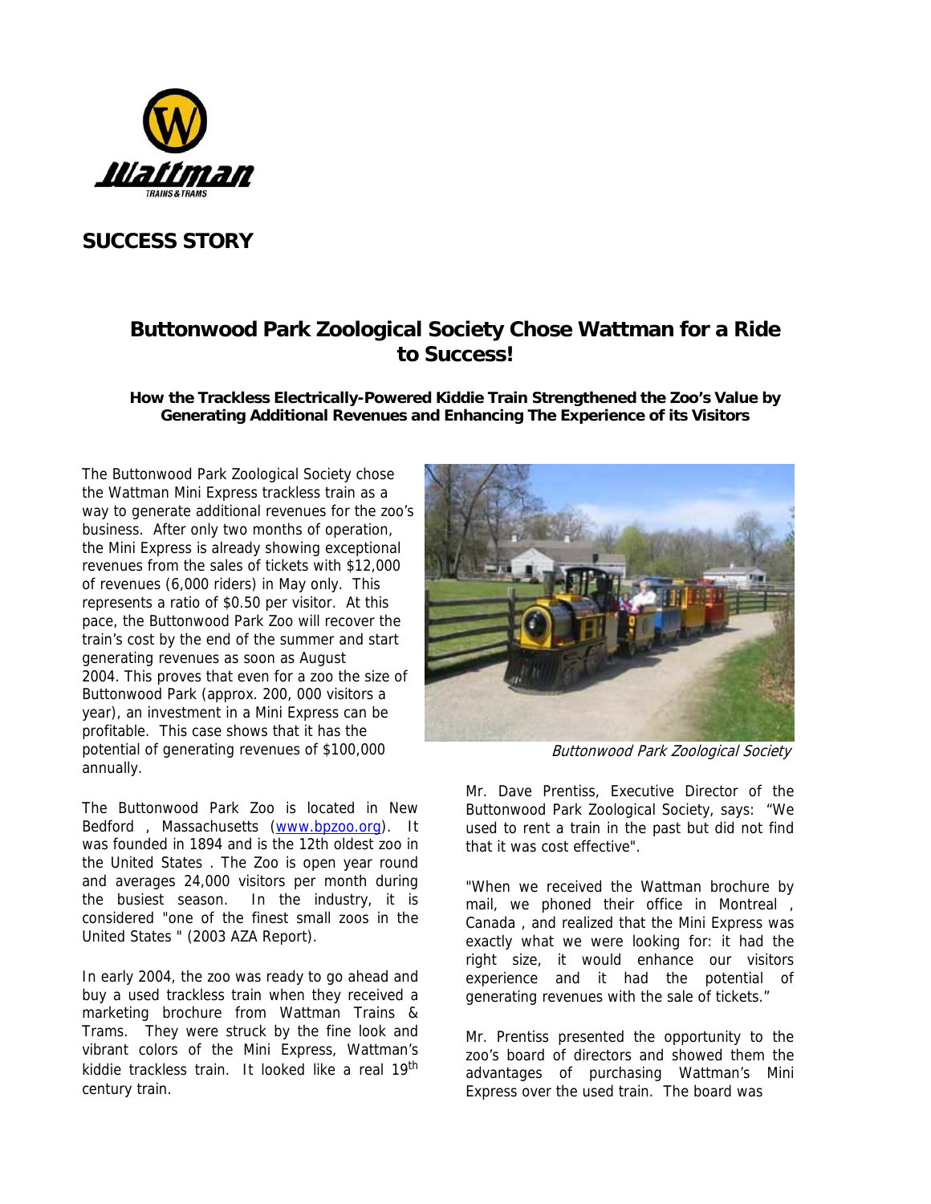Wattman

TRAINS & TRAMS

## SUCCESS STORY

# Buttonwood Park Zoological Society Chose Wattman for a Ride to Success!

**How the Trackless Electrically-Powered Kiddie Train Strengthened the Zoo's Value by Generating Additional Revenues and Enhancing The Experience of its Visitors**

The Buttonwood Park Zoological Society chose the Wattman Mini Express trackless train as a way to generate additional revenues for the zoo's business. After only two months of operation, the Mini Express is already showing exceptional revenues from the sales of tickets with $12,000 of revenues (6,000 riders) in May only. This represents a ratio of $0.50 per visitor. At this pace, the Buttonwood Park Zoo will recover the train's cost by the end of the summer and start generating revenues as soon as August 2004. This proves that even for a zoo the size of Buttonwood Park (approx. 200, 000 visitors a year), an investment in a Mini Express can be profitable. This case shows that it has the potential of generating revenues of $100,000 annually.

*Buttonwood Park Zoological Society*

The Buttonwood Park Zoo is located in New Bedford , Massachusetts (www.bpzoo.org). It was founded in 1894 and is the 12th oldest zoo in the United States . The Zoo is open year round and averages 24,000 visitors per month during the busiest season. In the industry, it is considered "one of the finest small zoos in the United States " (2003 AZA Report).

In early 2004, the zoo was ready to go ahead and buy a used trackless train when they received a marketing brochure from Wattman Trains & Trams. They were struck by the fine look and vibrant colors of the Mini Express, Wattman's kiddie trackless train. It looked like a real 19th century train.

Mr. Dave Prentiss, Executive Director of the Buttonwood Park Zoological Society, says: "We used to rent a train in the past but did not find that it was cost effective".

"When we received the Wattman brochure by mail, we phoned their office in Montreal , Canada , and realized that the Mini Express was exactly what we were looking for: it had the right size, it would enhance our visitors experience and it had the potential of generating revenues with the sale of tickets."

Mr. Prentiss presented the opportunity to the zoo's board of directors and showed them the advantages of purchasing Wattman's Mini Express over the used train. The board was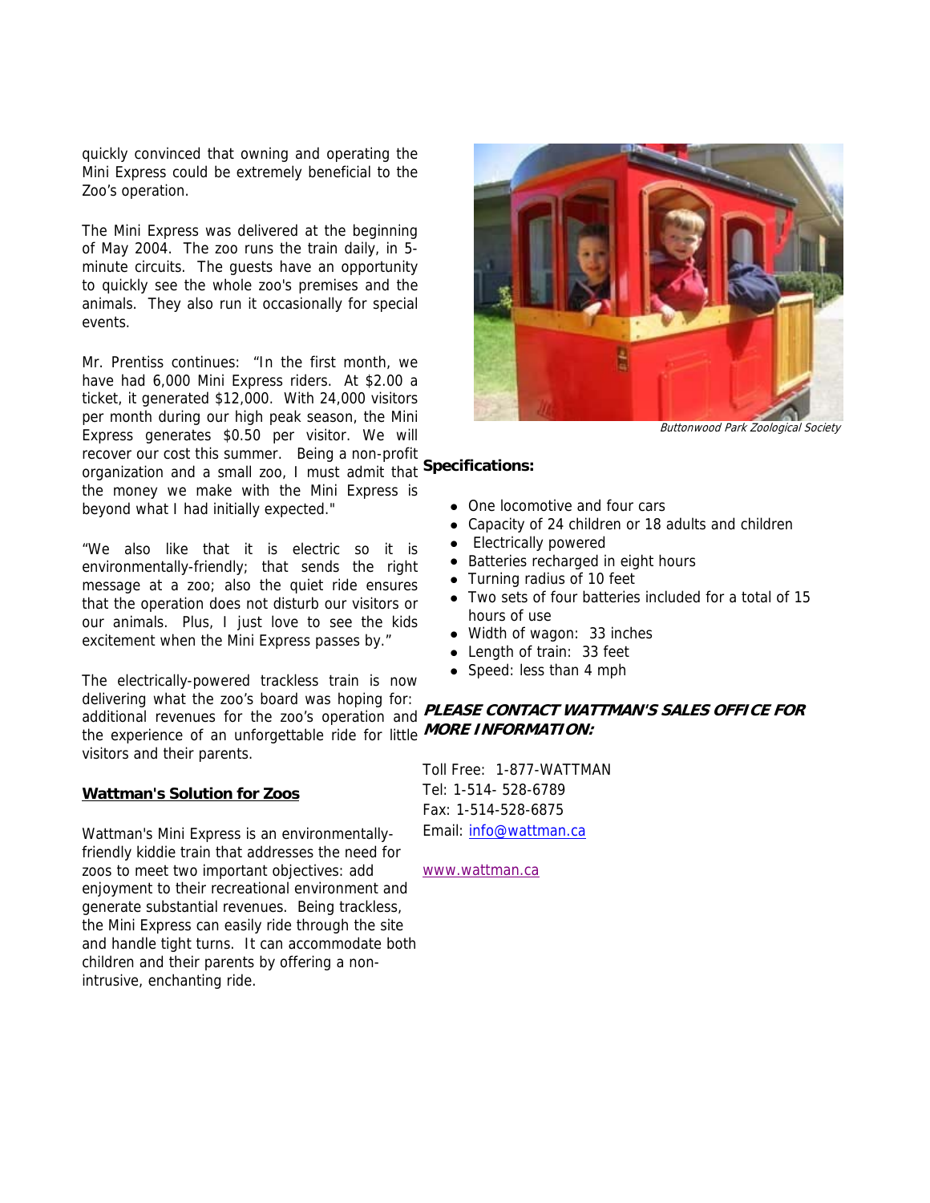quickly convinced that owning and operating the Mini Express could be extremely beneficial to the Zoo's operation.

The Mini Express was delivered at the beginning of May 2004. The zoo runs the train daily, in 5-minute circuits. The guests have an opportunity to quickly see the whole zoo's premises and the animals. They also run it occasionally for special events.

Mr. Prentiss continues: "In the first month, we have had 6,000 Mini Express riders. At $2.00 a ticket, it generated $12,000. With 24,000 visitors per month during our high peak season, the Mini Express generates $0.50 per visitor. We will recover our cost this summer. Being a non-profit organization and a small zoo, I must admit that the money we make with the Mini Express is beyond what I had initially expected."

"We also like that it is electric so it is environmentally-friendly; that sends the right message at a zoo; also the quiet ride ensures that the operation does not disturb our visitors or our animals. Plus, I just love to see the kids excitement when the Mini Express passes by."

The electrically-powered trackless train is now delivering what the zoo's board was hoping for: additional revenues for the zoo's operation and the experience of an unforgettable ride for little visitors and their parents.

**Wattman's Solution for Zoos**

Wattman's Mini Express is an environmentally-friendly kiddie train that addresses the need for zoos to meet two important objectives: add enjoyment to their recreational environment and generate substantial revenues. Being trackless, the Mini Express can easily ride through the site and handle tight turns. It can accommodate both children and their parents by offering a non-intrusive, enchanting ride.

*Buttonwood Park Zoological Society*

**Specifications:**

- One locomotive and four cars
- Capacity of 24 children or 18 adults and children
- Electrically powered
- Batteries recharged in eight hours
- Turning radius of 10 feet
- Two sets of four batteries included for a total of 15 hours of use
- Width of wagon: 33 inches
- Length of train: 33 feet
- Speed: less than 4 mph

***PLEASE CONTACT WATTMAN'S SALES OFFICE FOR MORE INFORMATION:***

Toll Free: 1-877-WATTMAN
Tel: 1-514- 528-6789
Fax: 1-514-528-6875
Email: info@wattman.ca

www.wattman.ca